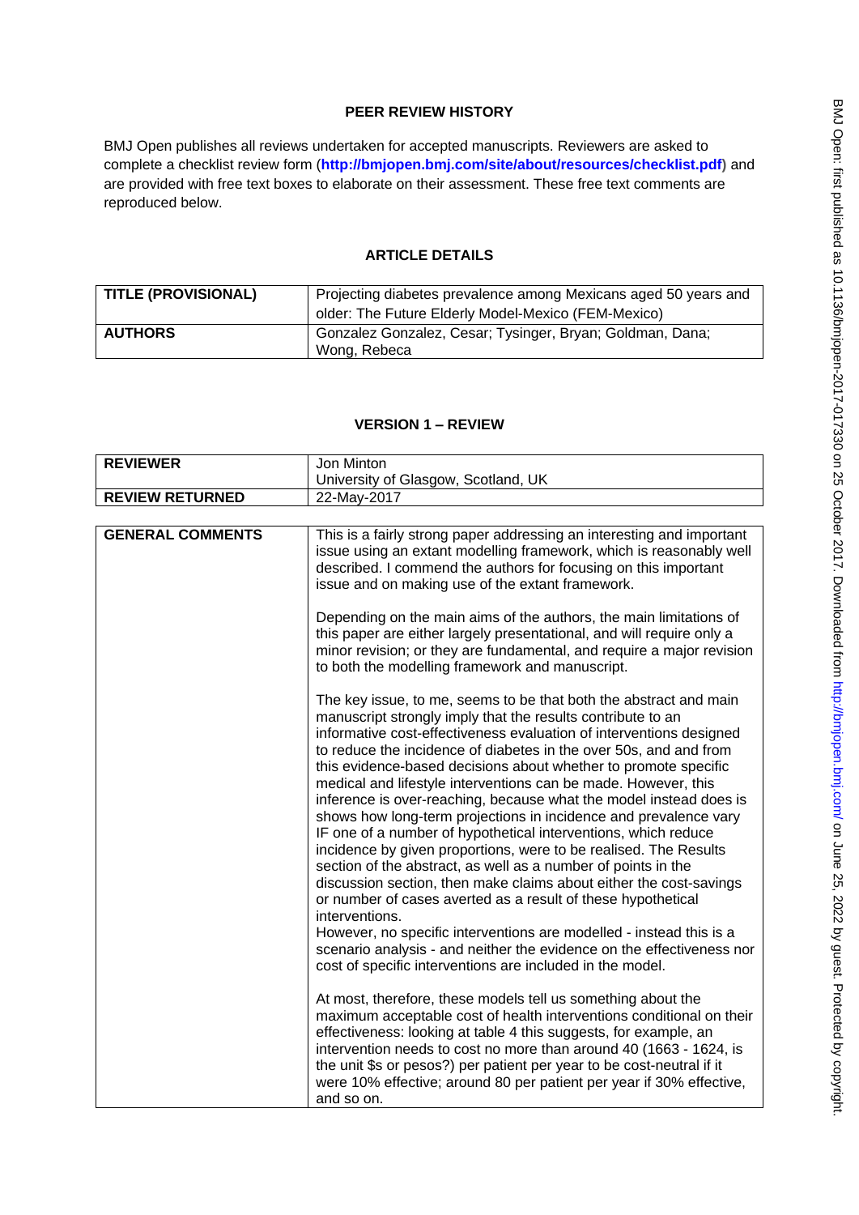## PEER REVIEW HISTORY

BMJ Open publishes all reviews undertaken for accepted manuscripts. Reviewers are asked to complete a checklist review form (**http://bmjopen.bmj.com/site/about/resources/checklist.pdf**) and are provided with free text boxes to elaborate on their assessment. These free text comments are reproduced below.

### ARTICLE DETAILS

| | |
|---|---|
| **TITLE (PROVISIONAL)** | Projecting diabetes prevalence among Mexicans aged 50 years and older: The Future Elderly Model-Mexico (FEM-Mexico) |
| **AUTHORS** | Gonzalez Gonzalez, Cesar; Tysinger, Bryan; Goldman, Dana; Wong, Rebeca |

### VERSION 1 – REVIEW

| | |
|---|---|
| **REVIEWER** | Jon Minton<br>University of Glasgow, Scotland, UK |
| **REVIEW RETURNED** | 22-May-2017 |

| | |
|---|---|
| **GENERAL COMMENTS** | This is a fairly strong paper addressing an interesting and important issue using an extant modelling framework, which is reasonably well described. I commend the authors for focusing on this important issue and on making use of the extant framework.<br><br>Depending on the main aims of the authors, the main limitations of this paper are either largely presentational, and will require only a minor revision; or they are fundamental, and require a major revision to both the modelling framework and manuscript.<br><br>The key issue, to me, seems to be that both the abstract and main manuscript strongly imply that the results contribute to an informative cost-effectiveness evaluation of interventions designed to reduce the incidence of diabetes in the over 50s, and and from this evidence-based decisions about whether to promote specific medical and lifestyle interventions can be made. However, this inference is over-reaching, because what the model instead does is shows how long-term projections in incidence and prevalence vary IF one of a number of hypothetical interventions, which reduce incidence by given proportions, were to be realised. The Results section of the abstract, as well as a number of points in the discussion section, then make claims about either the cost-savings or number of cases averted as a result of these hypothetical interventions.<br>However, no specific interventions are modelled - instead this is a scenario analysis - and neither the evidence on the effectiveness nor cost of specific interventions are included in the model.<br><br>At most, therefore, these models tell us something about the maximum acceptable cost of health interventions conditional on their effectiveness: looking at table 4 this suggests, for example, an intervention needs to cost no more than around 40 (1663 - 1624, is the unit $s or pesos?) per patient per year to be cost-neutral if it were 10% effective; around 80 per patient per year if 30% effective, and so on. |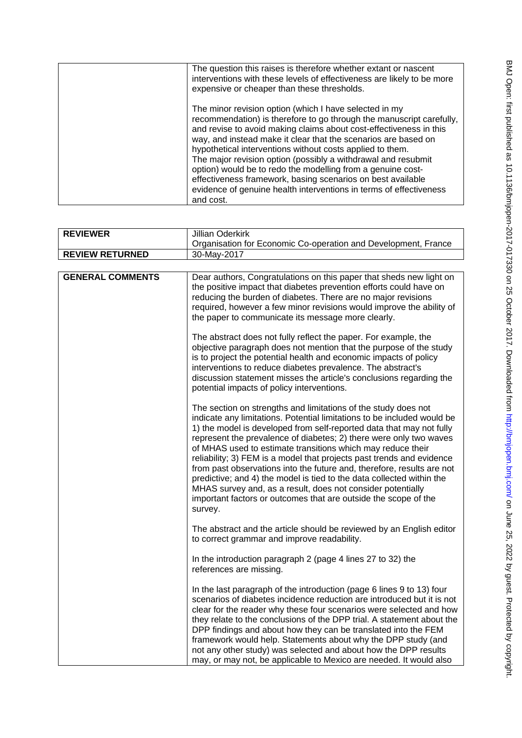| | |
|---|---|
| | The question this raises is therefore whether extant or nascent interventions with these levels of effectiveness are likely to be more expensive or cheaper than these thresholds.<br><br>The minor revision option (which I have selected in my recommendation) is therefore to go through the manuscript carefully, and revise to avoid making claims about cost-effectiveness in this way, and instead make it clear that the scenarios are based on hypothetical interventions without costs applied to them.<br>The major revision option (possibly a withdrawal and resubmit option) would be to redo the modelling from a genuine cost-effectiveness framework, basing scenarios on best available evidence of genuine health interventions in terms of effectiveness and cost. |

| | |
|---|---|
| **REVIEWER** | Jillian Oderkirk<br>Organisation for Economic Co-operation and Development, France |
| **REVIEW RETURNED** | 30-May-2017 |

| | |
|---|---|
| **GENERAL COMMENTS** | Dear authors, Congratulations on this paper that sheds new light on the positive impact that diabetes prevention efforts could have on reducing the burden of diabetes. There are no major revisions required, however a few minor revisions would improve the ability of the paper to communicate its message more clearly.<br><br>The abstract does not fully reflect the paper. For example, the objective paragraph does not mention that the purpose of the study is to project the potential health and economic impacts of policy interventions to reduce diabetes prevalence. The abstract's discussion statement misses the article's conclusions regarding the potential impacts of policy interventions.<br><br>The section on strengths and limitations of the study does not indicate any limitations. Potential limitations to be included would be 1) the model is developed from self-reported data that may not fully represent the prevalence of diabetes; 2) there were only two waves of MHAS used to estimate transitions which may reduce their reliability; 3) FEM is a model that projects past trends and evidence from past observations into the future and, therefore, results are not predictive; and 4) the model is tied to the data collected within the MHAS survey and, as a result, does not consider potentially important factors or outcomes that are outside the scope of the survey.<br><br>The abstract and the article should be reviewed by an English editor to correct grammar and improve readability.<br><br>In the introduction paragraph 2 (page 4 lines 27 to 32) the references are missing.<br><br>In the last paragraph of the introduction (page 6 lines 9 to 13) four scenarios of diabetes incidence reduction are introduced but it is not clear for the reader why these four scenarios were selected and how they relate to the conclusions of the DPP trial. A statement about the DPP findings and about how they can be translated into the FEM framework would help. Statements about why the DPP study (and not any other study) was selected and about how the DPP results may, or may not, be applicable to Mexico are needed. It would also |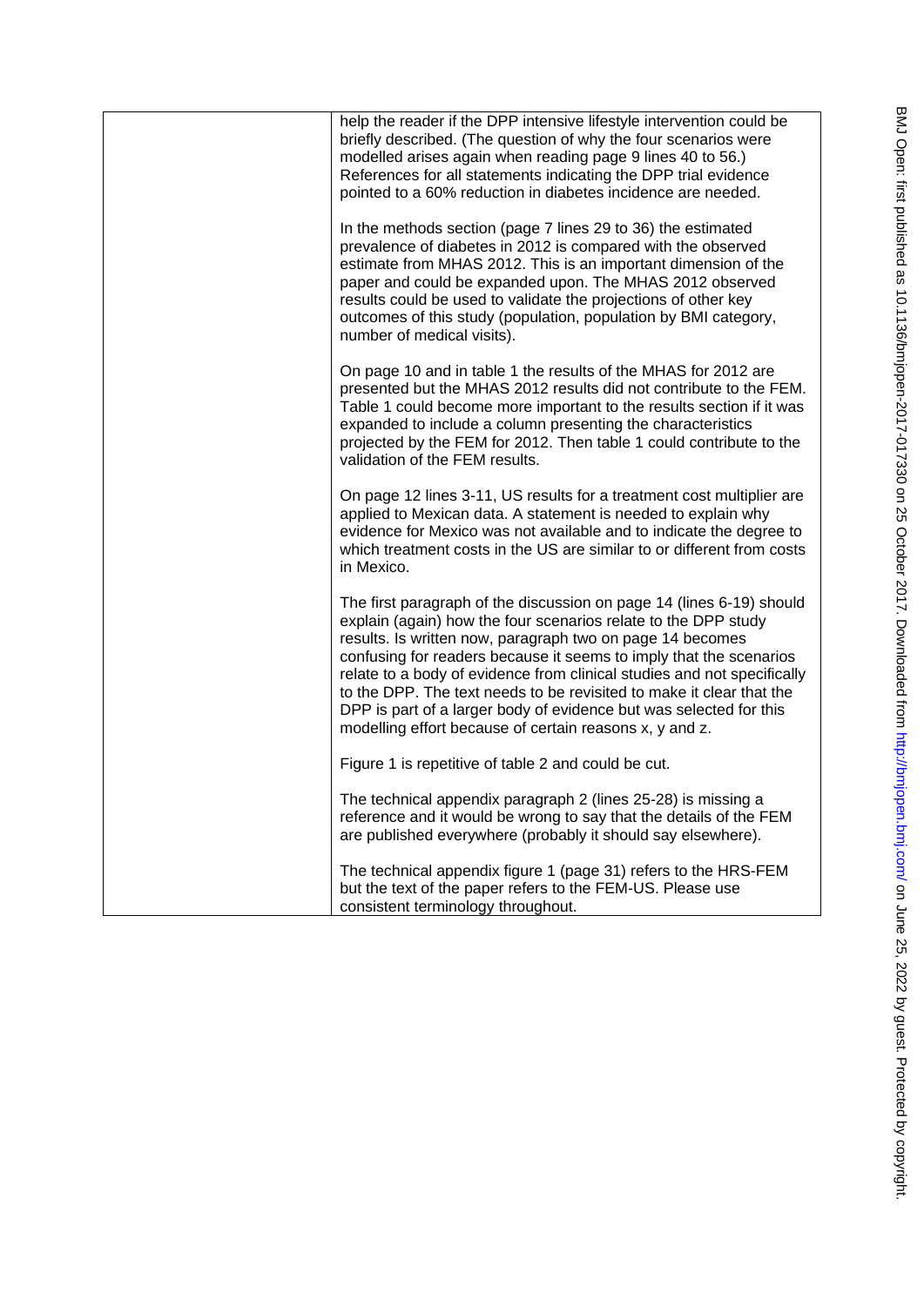help the reader if the DPP intensive lifestyle intervention could be briefly described. (The question of why the four scenarios were modelled arises again when reading page 9 lines 40 to 56.) References for all statements indicating the DPP trial evidence pointed to a 60% reduction in diabetes incidence are needed.

In the methods section (page 7 lines 29 to 36) the estimated prevalence of diabetes in 2012 is compared with the observed estimate from MHAS 2012. This is an important dimension of the paper and could be expanded upon. The MHAS 2012 observed results could be used to validate the projections of other key outcomes of this study (population, population by BMI category, number of medical visits).

On page 10 and in table 1 the results of the MHAS for 2012 are presented but the MHAS 2012 results did not contribute to the FEM. Table 1 could become more important to the results section if it was expanded to include a column presenting the characteristics projected by the FEM for 2012. Then table 1 could contribute to the validation of the FEM results.

On page 12 lines 3-11, US results for a treatment cost multiplier are applied to Mexican data. A statement is needed to explain why evidence for Mexico was not available and to indicate the degree to which treatment costs in the US are similar to or different from costs in Mexico.

The first paragraph of the discussion on page 14 (lines 6-19) should explain (again) how the four scenarios relate to the DPP study results. Is written now, paragraph two on page 14 becomes confusing for readers because it seems to imply that the scenarios relate to a body of evidence from clinical studies and not specifically to the DPP. The text needs to be revisited to make it clear that the DPP is part of a larger body of evidence but was selected for this modelling effort because of certain reasons x, y and z.

Figure 1 is repetitive of table 2 and could be cut.

The technical appendix paragraph 2 (lines 25-28) is missing a reference and it would be wrong to say that the details of the FEM are published everywhere (probably it should say elsewhere).

The technical appendix figure 1 (page 31) refers to the HRS-FEM but the text of the paper refers to the FEM-US. Please use consistent terminology throughout.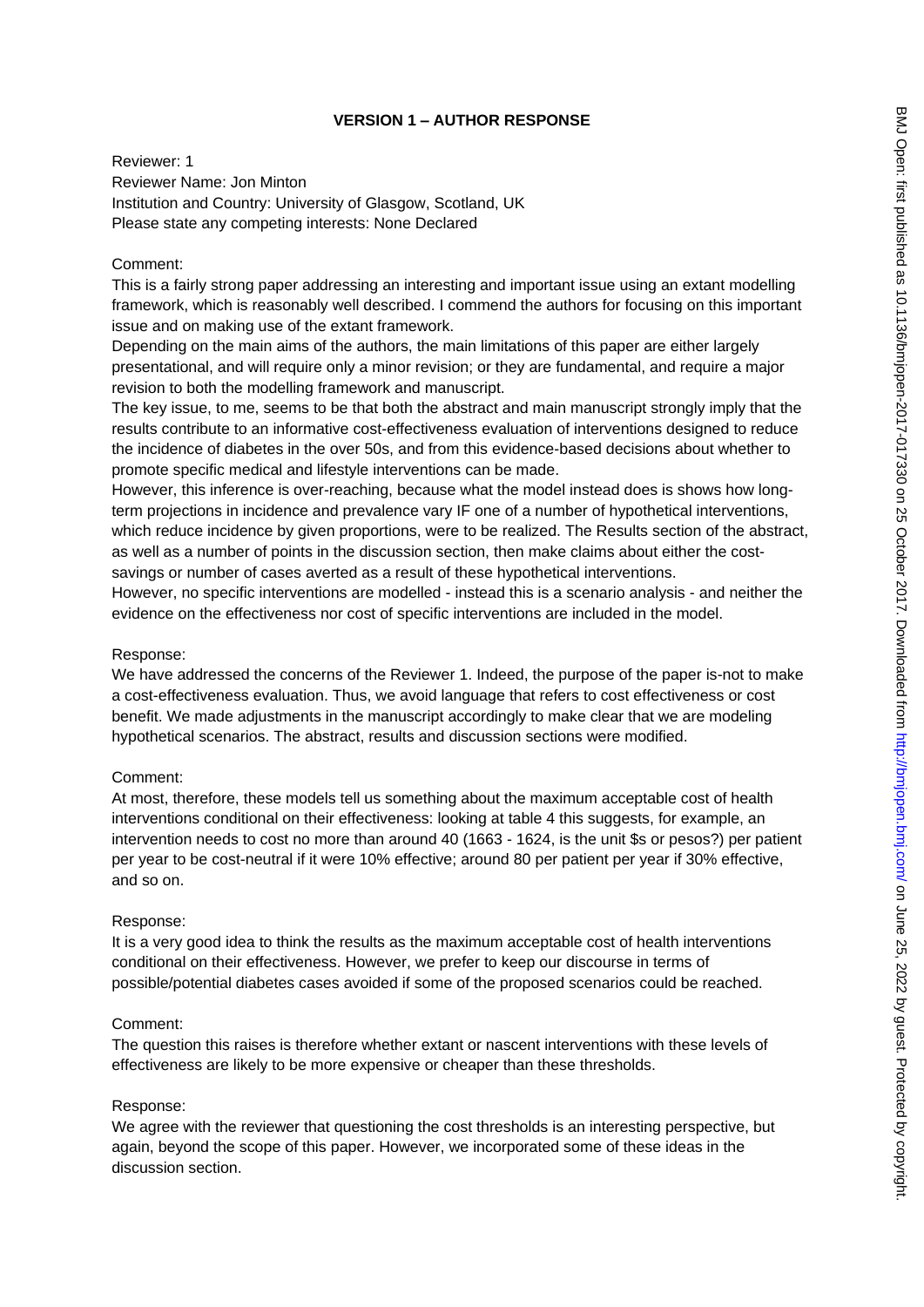**VERSION 1 – AUTHOR RESPONSE**

Reviewer: 1
Reviewer Name: Jon Minton
Institution and Country: University of Glasgow, Scotland, UK
Please state any competing interests: None Declared

Comment:
This is a fairly strong paper addressing an interesting and important issue using an extant modelling framework, which is reasonably well described. I commend the authors for focusing on this important issue and on making use of the extant framework.
Depending on the main aims of the authors, the main limitations of this paper are either largely presentational, and will require only a minor revision; or they are fundamental, and require a major revision to both the modelling framework and manuscript.
The key issue, to me, seems to be that both the abstract and main manuscript strongly imply that the results contribute to an informative cost-effectiveness evaluation of interventions designed to reduce the incidence of diabetes in the over 50s, and from this evidence-based decisions about whether to promote specific medical and lifestyle interventions can be made.
However, this inference is over-reaching, because what the model instead does is shows how long-term projections in incidence and prevalence vary IF one of a number of hypothetical interventions, which reduce incidence by given proportions, were to be realized. The Results section of the abstract, as well as a number of points in the discussion section, then make claims about either the cost-savings or number of cases averted as a result of these hypothetical interventions.
However, no specific interventions are modelled - instead this is a scenario analysis - and neither the evidence on the effectiveness nor cost of specific interventions are included in the model.

Response:
We have addressed the concerns of the Reviewer 1. Indeed, the purpose of the paper is-not to make a cost-effectiveness evaluation. Thus, we avoid language that refers to cost effectiveness or cost benefit. We made adjustments in the manuscript accordingly to make clear that we are modeling hypothetical scenarios. The abstract, results and discussion sections were modified.

Comment:
At most, therefore, these models tell us something about the maximum acceptable cost of health interventions conditional on their effectiveness: looking at table 4 this suggests, for example, an intervention needs to cost no more than around 40 (1663 - 1624, is the unit $s or pesos?) per patient per year to be cost-neutral if it were 10% effective; around 80 per patient per year if 30% effective, and so on.

Response:
It is a very good idea to think the results as the maximum acceptable cost of health interventions conditional on their effectiveness. However, we prefer to keep our discourse in terms of possible/potential diabetes cases avoided if some of the proposed scenarios could be reached.

Comment:
The question this raises is therefore whether extant or nascent interventions with these levels of effectiveness are likely to be more expensive or cheaper than these thresholds.

Response:
We agree with the reviewer that questioning the cost thresholds is an interesting perspective, but again, beyond the scope of this paper. However, we incorporated some of these ideas in the discussion section.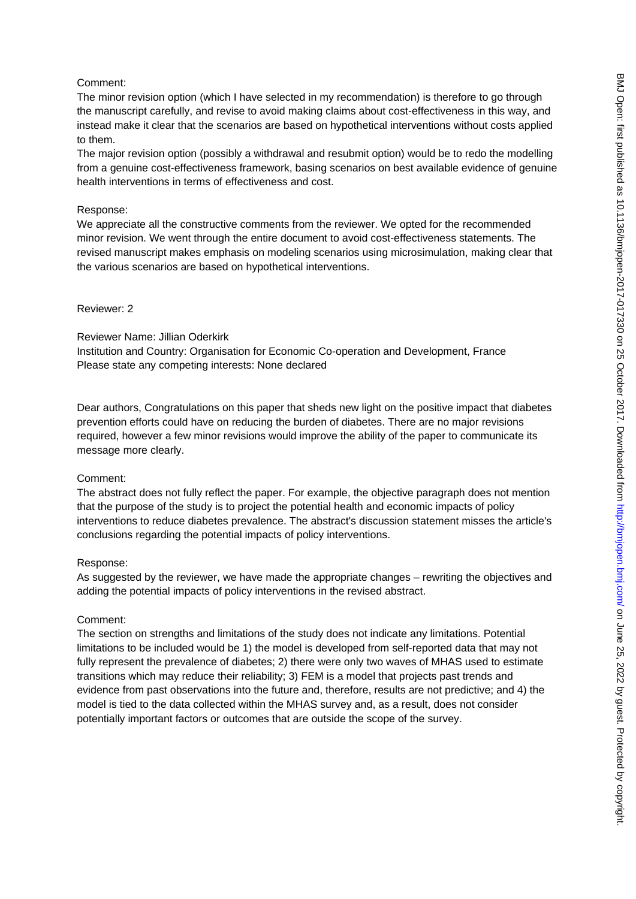Comment:
The minor revision option (which I have selected in my recommendation) is therefore to go through the manuscript carefully, and revise to avoid making claims about cost-effectiveness in this way, and instead make it clear that the scenarios are based on hypothetical interventions without costs applied to them.
The major revision option (possibly a withdrawal and resubmit option) would be to redo the modelling from a genuine cost-effectiveness framework, basing scenarios on best available evidence of genuine health interventions in terms of effectiveness and cost.

Response:
We appreciate all the constructive comments from the reviewer. We opted for the recommended minor revision. We went through the entire document to avoid cost-effectiveness statements. The revised manuscript makes emphasis on modeling scenarios using microsimulation, making clear that the various scenarios are based on hypothetical interventions.

Reviewer: 2

Reviewer Name: Jillian Oderkirk
Institution and Country: Organisation for Economic Co-operation and Development, France
Please state any competing interests: None declared

Dear authors, Congratulations on this paper that sheds new light on the positive impact that diabetes prevention efforts could have on reducing the burden of diabetes. There are no major revisions required, however a few minor revisions would improve the ability of the paper to communicate its message more clearly.

Comment:
The abstract does not fully reflect the paper. For example, the objective paragraph does not mention that the purpose of the study is to project the potential health and economic impacts of policy interventions to reduce diabetes prevalence. The abstract's discussion statement misses the article's conclusions regarding the potential impacts of policy interventions.

Response:
As suggested by the reviewer, we have made the appropriate changes – rewriting the objectives and adding the potential impacts of policy interventions in the revised abstract.

Comment:
The section on strengths and limitations of the study does not indicate any limitations. Potential limitations to be included would be 1) the model is developed from self-reported data that may not fully represent the prevalence of diabetes; 2) there were only two waves of MHAS used to estimate transitions which may reduce their reliability; 3) FEM is a model that projects past trends and evidence from past observations into the future and, therefore, results are not predictive; and 4) the model is tied to the data collected within the MHAS survey and, as a result, does not consider potentially important factors or outcomes that are outside the scope of the survey.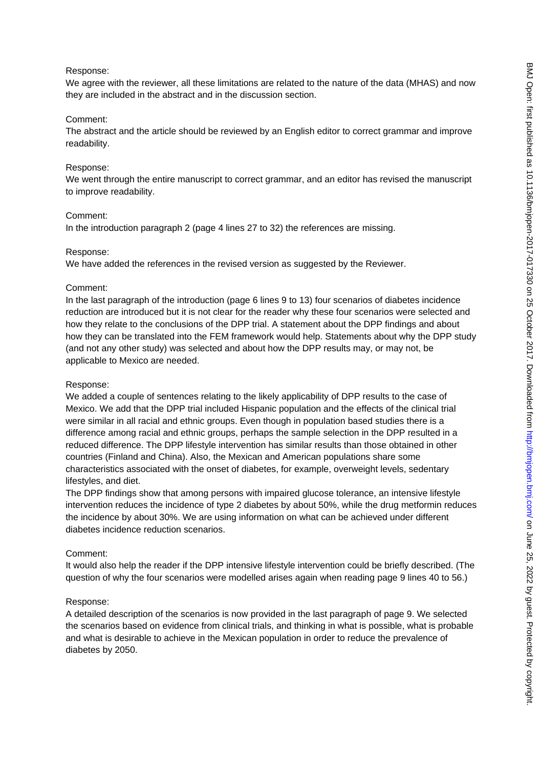Response:
We agree with the reviewer, all these limitations are related to the nature of the data (MHAS) and now they are included in the abstract and in the discussion section.

Comment:
The abstract and the article should be reviewed by an English editor to correct grammar and improve readability.

Response:
We went through the entire manuscript to correct grammar, and an editor has revised the manuscript to improve readability.

Comment:
In the introduction paragraph 2 (page 4 lines 27 to 32) the references are missing.

Response:
We have added the references in the revised version as suggested by the Reviewer.

Comment:
In the last paragraph of the introduction (page 6 lines 9 to 13) four scenarios of diabetes incidence reduction are introduced but it is not clear for the reader why these four scenarios were selected and how they relate to the conclusions of the DPP trial. A statement about the DPP findings and about how they can be translated into the FEM framework would help. Statements about why the DPP study (and not any other study) was selected and about how the DPP results may, or may not, be applicable to Mexico are needed.

Response:
We added a couple of sentences relating to the likely applicability of DPP results to the case of Mexico. We add that the DPP trial included Hispanic population and the effects of the clinical trial were similar in all racial and ethnic groups. Even though in population based studies there is a difference among racial and ethnic groups, perhaps the sample selection in the DPP resulted in a reduced difference. The DPP lifestyle intervention has similar results than those obtained in other countries (Finland and China). Also, the Mexican and American populations share some characteristics associated with the onset of diabetes, for example, overweight levels, sedentary lifestyles, and diet.
The DPP findings show that among persons with impaired glucose tolerance, an intensive lifestyle intervention reduces the incidence of type 2 diabetes by about 50%, while the drug metformin reduces the incidence by about 30%. We are using information on what can be achieved under different diabetes incidence reduction scenarios.

Comment:
It would also help the reader if the DPP intensive lifestyle intervention could be briefly described. (The question of why the four scenarios were modelled arises again when reading page 9 lines 40 to 56.)

Response:
A detailed description of the scenarios is now provided in the last paragraph of page 9. We selected the scenarios based on evidence from clinical trials, and thinking in what is possible, what is probable and what is desirable to achieve in the Mexican population in order to reduce the prevalence of diabetes by 2050.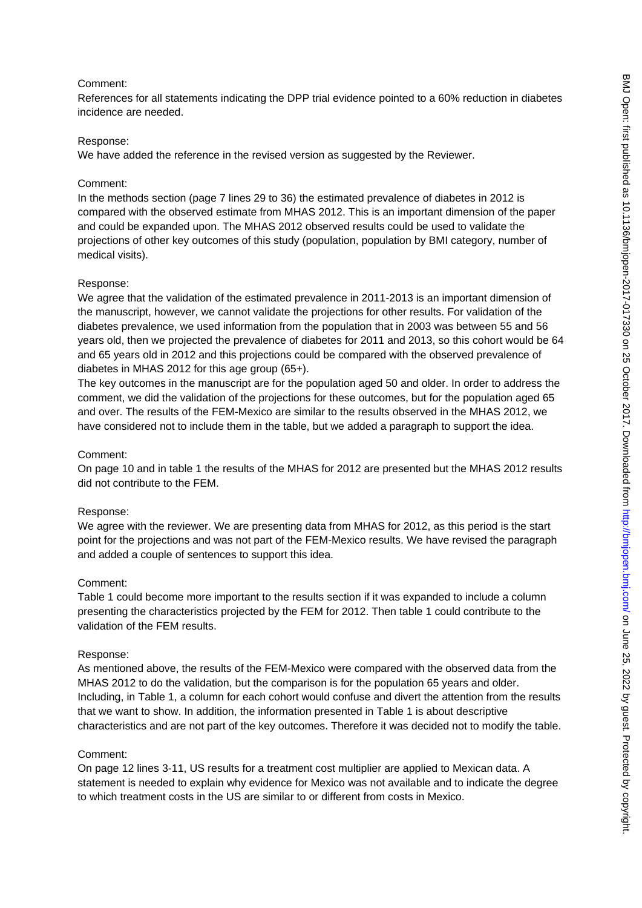Comment:
References for all statements indicating the DPP trial evidence pointed to a 60% reduction in diabetes incidence are needed.

Response:
We have added the reference in the revised version as suggested by the Reviewer.

Comment:
In the methods section (page 7 lines 29 to 36) the estimated prevalence of diabetes in 2012 is compared with the observed estimate from MHAS 2012. This is an important dimension of the paper and could be expanded upon. The MHAS 2012 observed results could be used to validate the projections of other key outcomes of this study (population, population by BMI category, number of medical visits).

Response:
We agree that the validation of the estimated prevalence in 2011-2013 is an important dimension of the manuscript, however, we cannot validate the projections for other results. For validation of the diabetes prevalence, we used information from the population that in 2003 was between 55 and 56 years old, then we projected the prevalence of diabetes for 2011 and 2013, so this cohort would be 64 and 65 years old in 2012 and this projections could be compared with the observed prevalence of diabetes in MHAS 2012 for this age group (65+).
The key outcomes in the manuscript are for the population aged 50 and older. In order to address the comment, we did the validation of the projections for these outcomes, but for the population aged 65 and over. The results of the FEM-Mexico are similar to the results observed in the MHAS 2012, we have considered not to include them in the table, but we added a paragraph to support the idea.

Comment:
On page 10 and in table 1 the results of the MHAS for 2012 are presented but the MHAS 2012 results did not contribute to the FEM.

Response:
We agree with the reviewer. We are presenting data from MHAS for 2012, as this period is the start point for the projections and was not part of the FEM-Mexico results. We have revised the paragraph and added a couple of sentences to support this idea.

Comment:
Table 1 could become more important to the results section if it was expanded to include a column presenting the characteristics projected by the FEM for 2012. Then table 1 could contribute to the validation of the FEM results.

Response:
As mentioned above, the results of the FEM-Mexico were compared with the observed data from the MHAS 2012 to do the validation, but the comparison is for the population 65 years and older. Including, in Table 1, a column for each cohort would confuse and divert the attention from the results that we want to show. In addition, the information presented in Table 1 is about descriptive characteristics and are not part of the key outcomes. Therefore it was decided not to modify the table.

Comment:
On page 12 lines 3-11, US results for a treatment cost multiplier are applied to Mexican data. A statement is needed to explain why evidence for Mexico was not available and to indicate the degree to which treatment costs in the US are similar to or different from costs in Mexico.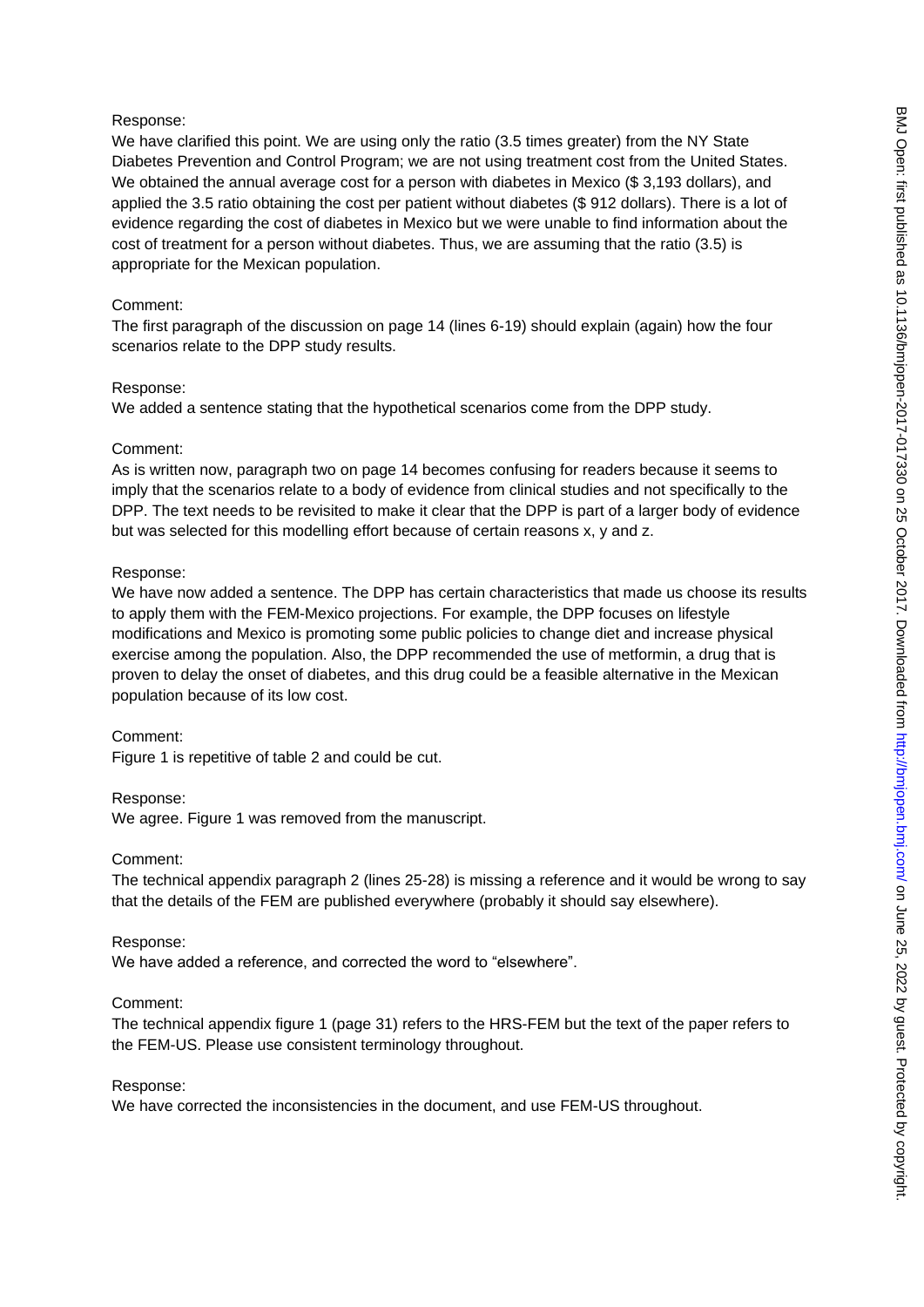Response:
We have clarified this point. We are using only the ratio (3.5 times greater) from the NY State Diabetes Prevention and Control Program; we are not using treatment cost from the United States. We obtained the annual average cost for a person with diabetes in Mexico ($ 3,193 dollars), and applied the 3.5 ratio obtaining the cost per patient without diabetes ($ 912 dollars). There is a lot of evidence regarding the cost of diabetes in Mexico but we were unable to find information about the cost of treatment for a person without diabetes. Thus, we are assuming that the ratio (3.5) is appropriate for the Mexican population.

Comment:
The first paragraph of the discussion on page 14 (lines 6-19) should explain (again) how the four scenarios relate to the DPP study results.

Response:
We added a sentence stating that the hypothetical scenarios come from the DPP study.

Comment:
As is written now, paragraph two on page 14 becomes confusing for readers because it seems to imply that the scenarios relate to a body of evidence from clinical studies and not specifically to the DPP. The text needs to be revisited to make it clear that the DPP is part of a larger body of evidence but was selected for this modelling effort because of certain reasons x, y and z.

Response:
We have now added a sentence. The DPP has certain characteristics that made us choose its results to apply them with the FEM-Mexico projections. For example, the DPP focuses on lifestyle modifications and Mexico is promoting some public policies to change diet and increase physical exercise among the population. Also, the DPP recommended the use of metformin, a drug that is proven to delay the onset of diabetes, and this drug could be a feasible alternative in the Mexican population because of its low cost.

Comment:
Figure 1 is repetitive of table 2 and could be cut.

Response:
We agree. Figure 1 was removed from the manuscript.

Comment:
The technical appendix paragraph 2 (lines 25-28) is missing a reference and it would be wrong to say that the details of the FEM are published everywhere (probably it should say elsewhere).

Response:
We have added a reference, and corrected the word to "elsewhere".

Comment:
The technical appendix figure 1 (page 31) refers to the HRS-FEM but the text of the paper refers to the FEM-US. Please use consistent terminology throughout.

Response:
We have corrected the inconsistencies in the document, and use FEM-US throughout.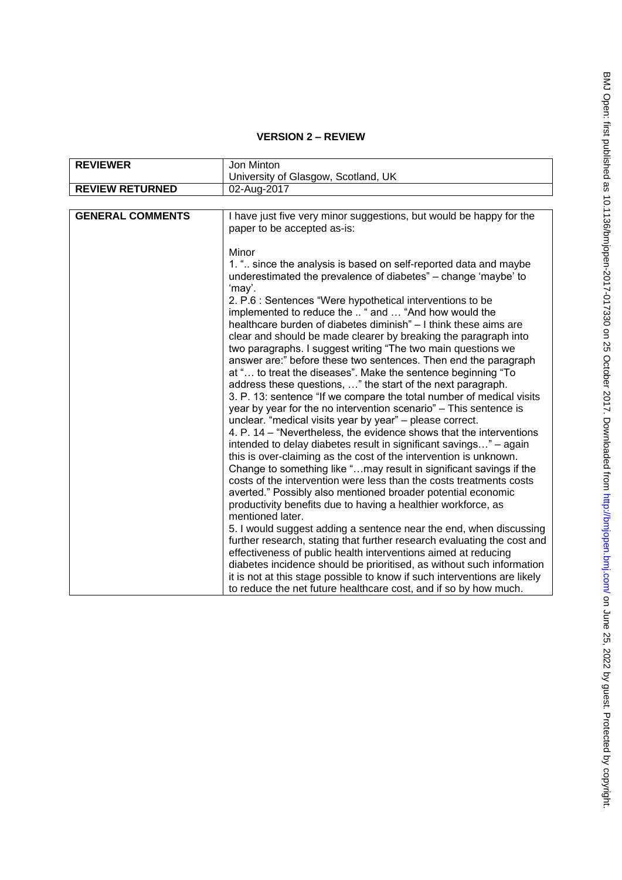**VERSION 2 – REVIEW**

| **REVIEWER** | Jon Minton<br>University of Glasgow, Scotland, UK |
|---|---|
| **REVIEW RETURNED** | 02-Aug-2017 |

| **GENERAL COMMENTS** | I have just five very minor suggestions, but would be happy for the paper to be accepted as-is:<br><br>Minor<br>1. ".. since the analysis is based on self-reported data and maybe underestimated the prevalence of diabetes" – change 'maybe' to 'may'.<br>2. P.6 : Sentences "Were hypothetical interventions to be implemented to reduce the .. " and … "And how would the healthcare burden of diabetes diminish" – I think these aims are clear and should be made clearer by breaking the paragraph into two paragraphs. I suggest writing "The two main questions we answer are:" before these two sentences. Then end the paragraph at "… to treat the diseases". Make the sentence beginning "To address these questions, …" the start of the next paragraph.<br>3. P. 13: sentence "If we compare the total number of medical visits year by year for the no intervention scenario" – This sentence is unclear. "medical visits year by year" – please correct.<br>4. P. 14 – "Nevertheless, the evidence shows that the interventions intended to delay diabetes result in significant savings…" – again this is over-claiming as the cost of the intervention is unknown. Change to something like "…may result in significant savings if the costs of the intervention were less than the costs treatments costs averted." Possibly also mentioned broader potential economic productivity benefits due to having a healthier workforce, as mentioned later.<br>5. I would suggest adding a sentence near the end, when discussing further research, stating that further research evaluating the cost and effectiveness of public health interventions aimed at reducing diabetes incidence should be prioritised, as without such information it is not at this stage possible to know if such interventions are likely to reduce the net future healthcare cost, and if so by how much. |
|---|---|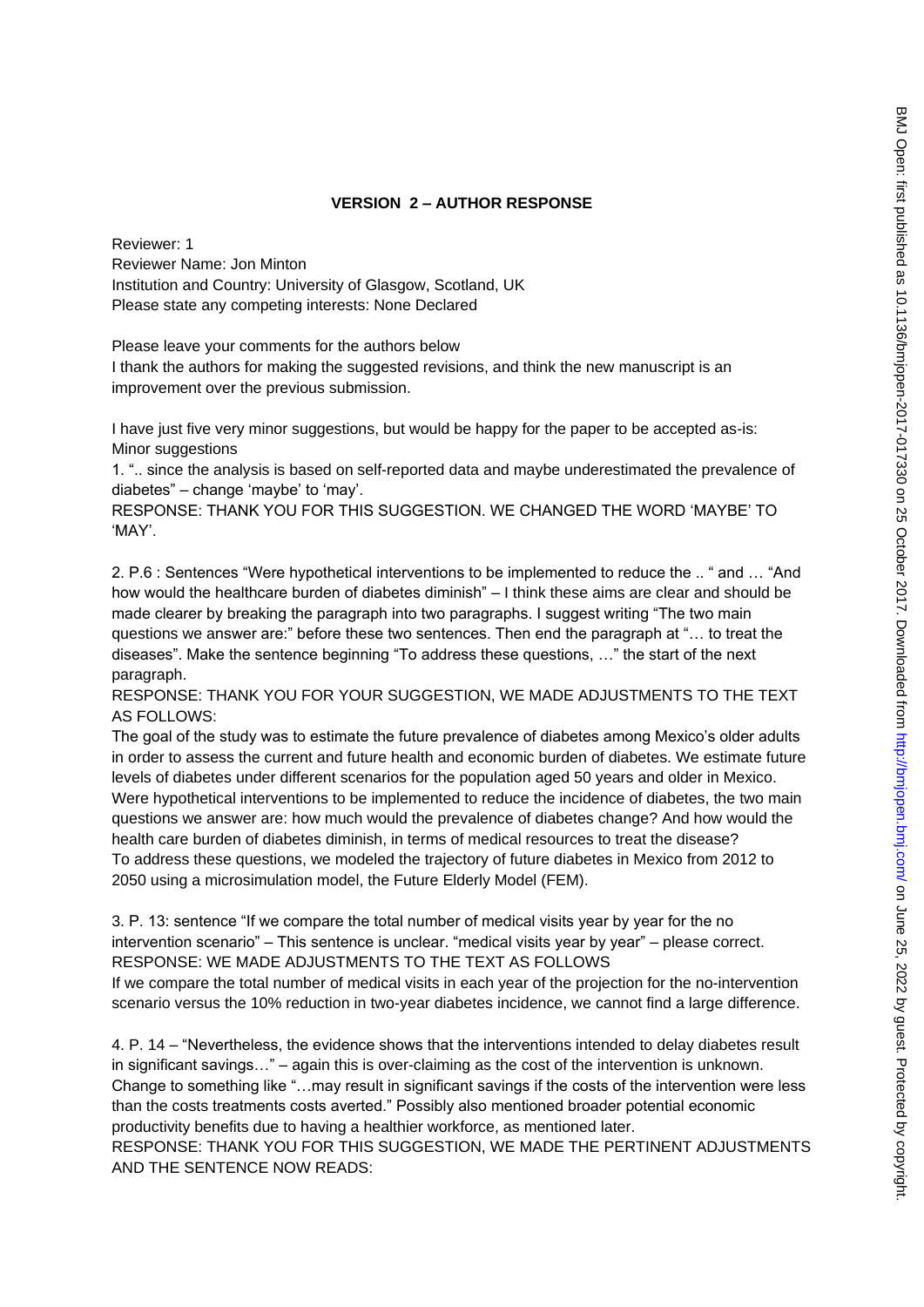## VERSION 2 – AUTHOR RESPONSE

Reviewer: 1
Reviewer Name: Jon Minton
Institution and Country: University of Glasgow, Scotland, UK
Please state any competing interests: None Declared

Please leave your comments for the authors below
I thank the authors for making the suggested revisions, and think the new manuscript is an improvement over the previous submission.

I have just five very minor suggestions, but would be happy for the paper to be accepted as-is:
Minor suggestions

1. ".. since the analysis is based on self-reported data and maybe underestimated the prevalence of diabetes" – change 'maybe' to 'may'.
RESPONSE: THANK YOU FOR THIS SUGGESTION. WE CHANGED THE WORD 'MAYBE' TO 'MAY'.

2. P.6 : Sentences "Were hypothetical interventions to be implemented to reduce the .. " and … "And how would the healthcare burden of diabetes diminish" – I think these aims are clear and should be made clearer by breaking the paragraph into two paragraphs. I suggest writing "The two main questions we answer are:" before these two sentences. Then end the paragraph at "… to treat the diseases". Make the sentence beginning "To address these questions, …" the start of the next paragraph.
RESPONSE: THANK YOU FOR YOUR SUGGESTION, WE MADE ADJUSTMENTS TO THE TEXT AS FOLLOWS:
The goal of the study was to estimate the future prevalence of diabetes among Mexico's older adults in order to assess the current and future health and economic burden of diabetes. We estimate future levels of diabetes under different scenarios for the population aged 50 years and older in Mexico. Were hypothetical interventions to be implemented to reduce the incidence of diabetes, the two main questions we answer are: how much would the prevalence of diabetes change? And how would the health care burden of diabetes diminish, in terms of medical resources to treat the disease?
To address these questions, we modeled the trajectory of future diabetes in Mexico from 2012 to 2050 using a microsimulation model, the Future Elderly Model (FEM).

3. P. 13: sentence "If we compare the total number of medical visits year by year for the no intervention scenario" – This sentence is unclear. "medical visits year by year" – please correct.
RESPONSE: WE MADE ADJUSTMENTS TO THE TEXT AS FOLLOWS
If we compare the total number of medical visits in each year of the projection for the no-intervention scenario versus the 10% reduction in two-year diabetes incidence, we cannot find a large difference.

4. P. 14 – "Nevertheless, the evidence shows that the interventions intended to delay diabetes result in significant savings…" – again this is over-claiming as the cost of the intervention is unknown. Change to something like "…may result in significant savings if the costs of the intervention were less than the costs treatments costs averted." Possibly also mentioned broader potential economic productivity benefits due to having a healthier workforce, as mentioned later.
RESPONSE: THANK YOU FOR THIS SUGGESTION, WE MADE THE PERTINENT ADJUSTMENTS AND THE SENTENCE NOW READS: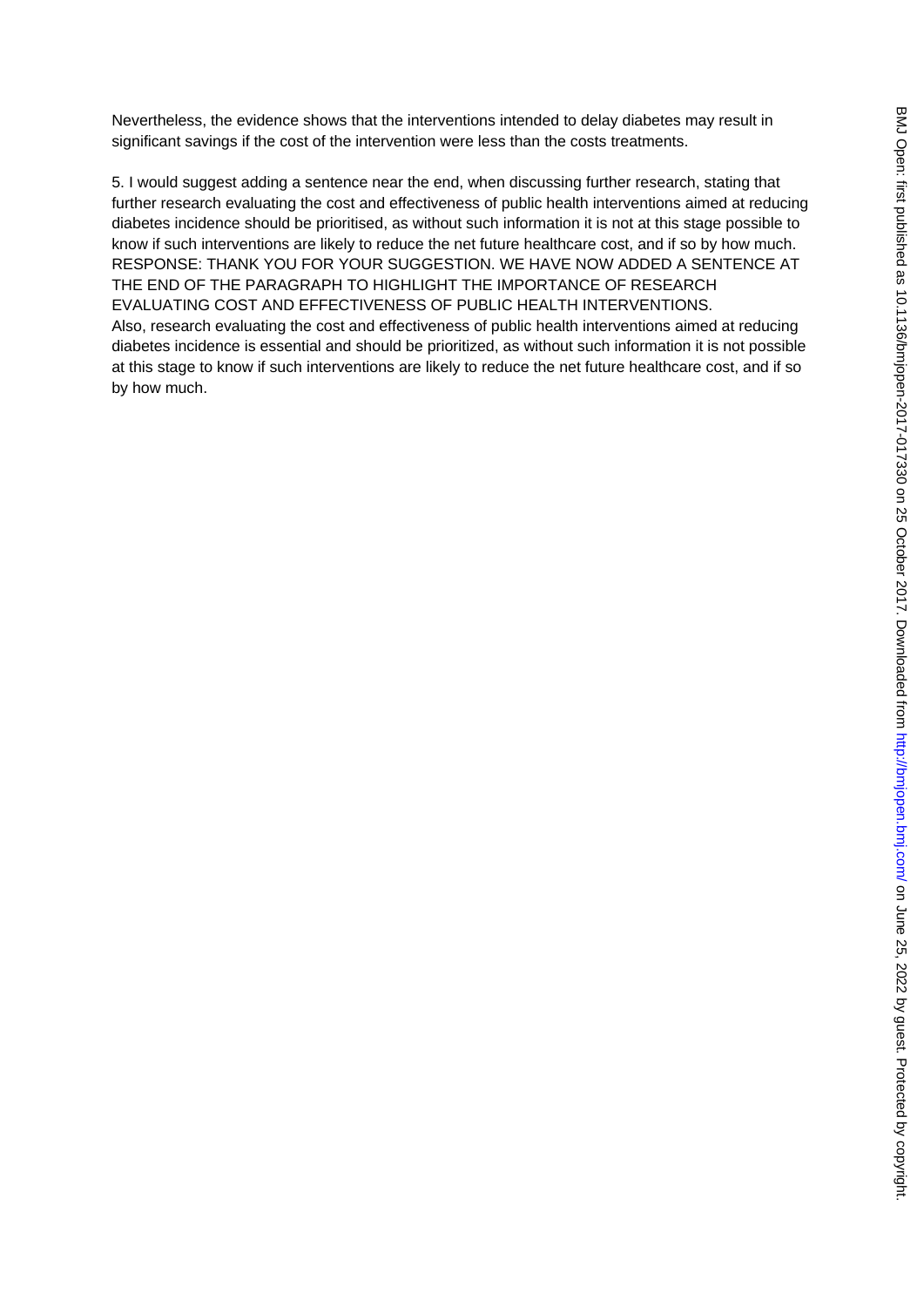Nevertheless, the evidence shows that the interventions intended to delay diabetes may result in significant savings if the cost of the intervention were less than the costs treatments.

5. I would suggest adding a sentence near the end, when discussing further research, stating that further research evaluating the cost and effectiveness of public health interventions aimed at reducing diabetes incidence should be prioritised, as without such information it is not at this stage possible to know if such interventions are likely to reduce the net future healthcare cost, and if so by how much.
RESPONSE: THANK YOU FOR YOUR SUGGESTION. WE HAVE NOW ADDED A SENTENCE AT THE END OF THE PARAGRAPH TO HIGHLIGHT THE IMPORTANCE OF RESEARCH EVALUATING COST AND EFFECTIVENESS OF PUBLIC HEALTH INTERVENTIONS.
Also, research evaluating the cost and effectiveness of public health interventions aimed at reducing diabetes incidence is essential and should be prioritized, as without such information it is not possible at this stage to know if such interventions are likely to reduce the net future healthcare cost, and if so by how much.